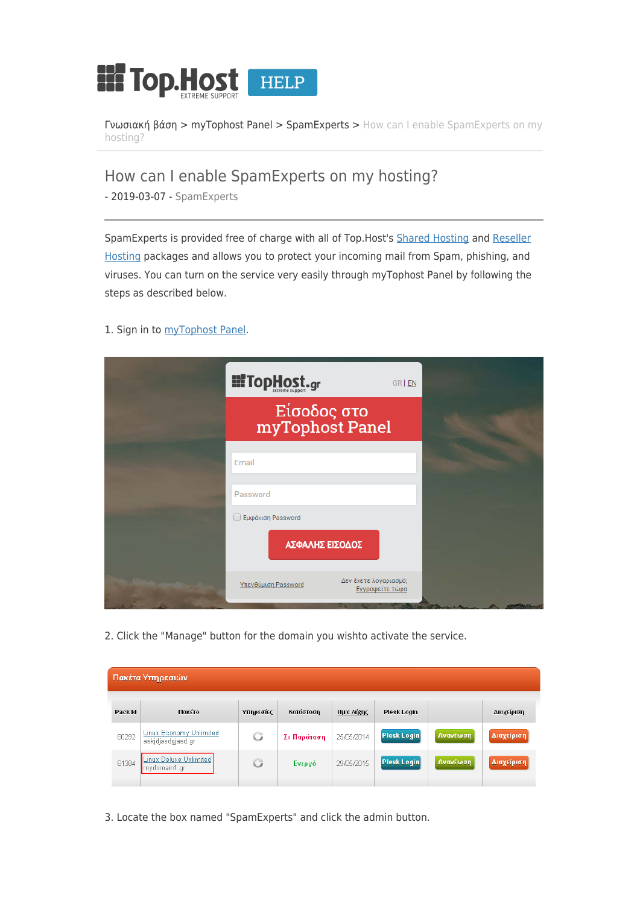Γνωσιακή βάση > myTophost Panel > SpamExperts > How can I enable SpamExperts on my hosting?

# How can I enable SpamExperts on my hosting?

- 2019-03-07 - SpamExperts

SpamExperts is provided free of charge with all of Top.Host's Shared Hosting and Reseller Hosting packages and allows you to protect your incoming mail from Spam, phishing, and viruses. You can turn on the service very easily through myTophost Panel by following the steps as described below.

1. Sign in to myTophost Panel.

2. Click the "Manage" button for the domain you wishto activate the service.

3. Locate the box named "SpamExperts" and click the admin button.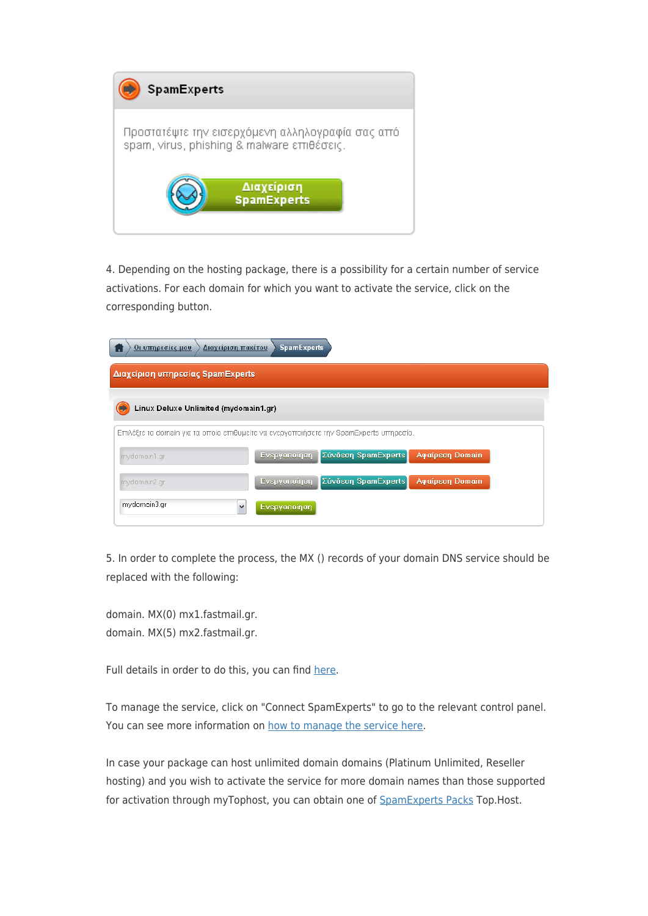SpamExperts

Προστατέψτε την εισερχόμενη αλληλογραφία σας από spam, virus, phishing & malware επιθέσεις.

Διαχείριση SpamExperts

4. Depending on the hosting package, there is a possibility for a certain number of service activations. For each domain for which you want to activate the service, click on the corresponding button.

Οι υπηρεσίες μου > Διαχείριση πακέτου > SpamExperts

Διαχείριση υπηρεσίας SpamExperts

Linux Deluxe Unlimited (mydomain1.gr)

Επιλέξτε το domain για τα οποίο επιθυμείτε να ενεργοποιήσετε την SpamExperts υπηρεσία.

| | | | |
|---|---|---|---|
| mydomain1.gr | Ενεργοποίηση | Σύνδεση SpamExperts | Αφαίρεση Domain |
| mydomain2.gr | Ενεργοποίηση | Σύνδεση SpamExperts | Αφαίρεση Domain |
| mydomain3.gr | Ενεργοποίηση | | |

5. In order to complete the process, the MX () records of your domain DNS service should be replaced with the following:

domain. MX(0) mx1.fastmail.gr.
domain. MX(5) mx2.fastmail.gr.

Full details in order to do this, you can find here.

To manage the service, click on "Connect SpamExperts" to go to the relevant control panel. You can see more information on how to manage the service here.

In case your package can host unlimited domain domains (Platinum Unlimited, Reseller hosting) and you wish to activate the service for more domain names than those supported for activation through myTophost, you can obtain one of SpamExperts Packs Top.Host.